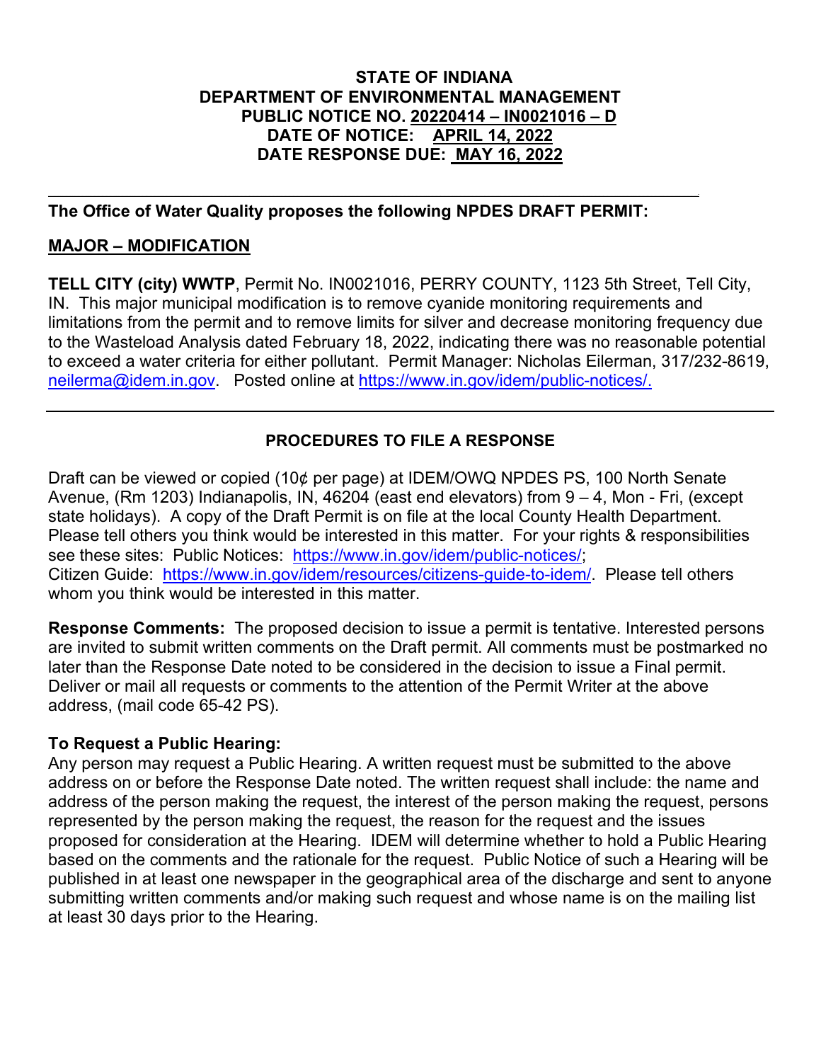**STATE OF INDIANA**
**DEPARTMENT OF ENVIRONMENTAL MANAGEMENT**
**PUBLIC NOTICE NO. 20220414 – IN0021016 – D**
**DATE OF NOTICE: APRIL 14, 2022**
**DATE RESPONSE DUE: MAY 16, 2022**

---

**The Office of Water Quality proposes the following NPDES DRAFT PERMIT:**

**MAJOR – MODIFICATION**

**TELL CITY (city) WWTP**, Permit No. IN0021016, PERRY COUNTY, 1123 5th Street, Tell City, IN. This major municipal modification is to remove cyanide monitoring requirements and limitations from the permit and to remove limits for silver and decrease monitoring frequency due to the Wasteload Analysis dated February 18, 2022, indicating there was no reasonable potential to exceed a water criteria for either pollutant. Permit Manager: Nicholas Eilerman, 317/232-8619, neilerma@idem.in.gov. Posted online at https://www.in.gov/idem/public-notices/.

---

**PROCEDURES TO FILE A RESPONSE**

Draft can be viewed or copied (10¢ per page) at IDEM/OWQ NPDES PS, 100 North Senate Avenue, (Rm 1203) Indianapolis, IN, 46204 (east end elevators) from 9 – 4, Mon - Fri, (except state holidays). A copy of the Draft Permit is on file at the local County Health Department. Please tell others you think would be interested in this matter. For your rights & responsibilities see these sites: Public Notices: https://www.in.gov/idem/public-notices/; Citizen Guide: https://www.in.gov/idem/resources/citizens-guide-to-idem/. Please tell others whom you think would be interested in this matter.

**Response Comments:** The proposed decision to issue a permit is tentative. Interested persons are invited to submit written comments on the Draft permit. All comments must be postmarked no later than the Response Date noted to be considered in the decision to issue a Final permit. Deliver or mail all requests or comments to the attention of the Permit Writer at the above address, (mail code 65-42 PS).

**To Request a Public Hearing:**
Any person may request a Public Hearing. A written request must be submitted to the above address on or before the Response Date noted. The written request shall include: the name and address of the person making the request, the interest of the person making the request, persons represented by the person making the request, the reason for the request and the issues proposed for consideration at the Hearing. IDEM will determine whether to hold a Public Hearing based on the comments and the rationale for the request. Public Notice of such a Hearing will be published in at least one newspaper in the geographical area of the discharge and sent to anyone submitting written comments and/or making such request and whose name is on the mailing list at least 30 days prior to the Hearing.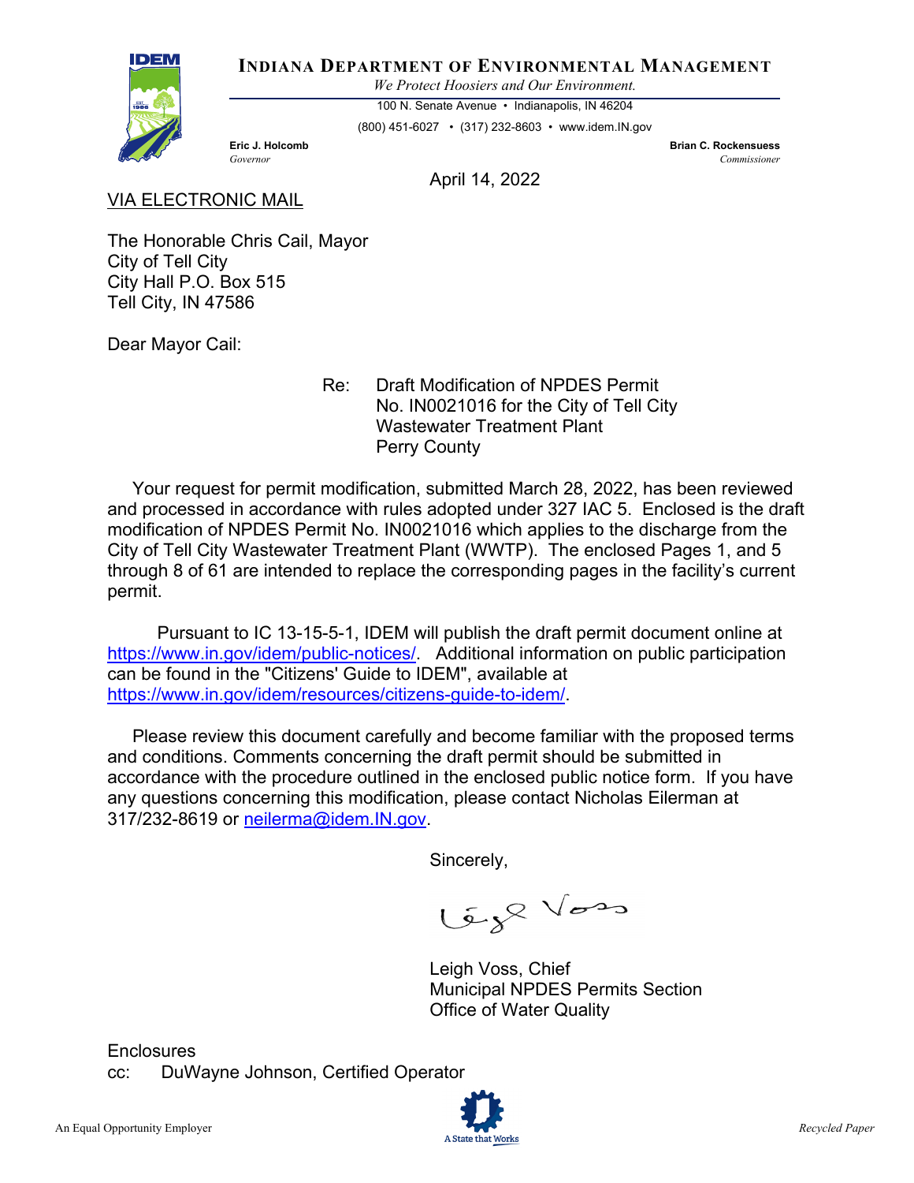**INDIANA DEPARTMENT OF ENVIRONMENTAL MANAGEMENT**

*We Protect Hoosiers and Our Environment.*

100 N. Senate Avenue • Indianapolis, IN 46204

(800) 451-6027 • (317) 232-8603 • www.idem.IN.gov

**Eric J. Holcomb**
*Governor*

**Brian C. Rockensuess**
*Commissioner*

April 14, 2022

VIA ELECTRONIC MAIL

The Honorable Chris Cail, Mayor
City of Tell City
City Hall P.O. Box 515
Tell City, IN 47586

Dear Mayor Cail:

Re: Draft Modification of NPDES Permit No. IN0021016 for the City of Tell City Wastewater Treatment Plant Perry County

Your request for permit modification, submitted March 28, 2022, has been reviewed and processed in accordance with rules adopted under 327 IAC 5. Enclosed is the draft modification of NPDES Permit No. IN0021016 which applies to the discharge from the City of Tell City Wastewater Treatment Plant (WWTP). The enclosed Pages 1, and 5 through 8 of 61 are intended to replace the corresponding pages in the facility's current permit.

Pursuant to IC 13-15-5-1, IDEM will publish the draft permit document online at https://www.in.gov/idem/public-notices/. Additional information on public participation can be found in the "Citizens' Guide to IDEM", available at https://www.in.gov/idem/resources/citizens-guide-to-idem/.

Please review this document carefully and become familiar with the proposed terms and conditions. Comments concerning the draft permit should be submitted in accordance with the procedure outlined in the enclosed public notice form. If you have any questions concerning this modification, please contact Nicholas Eilerman at 317/232-8619 or neilerma@idem.IN.gov.

Sincerely,

Leigh Voss, Chief
Municipal NPDES Permits Section
Office of Water Quality

Enclosures
cc: DuWayne Johnson, Certified Operator

An Equal Opportunity Employer

Recycled Paper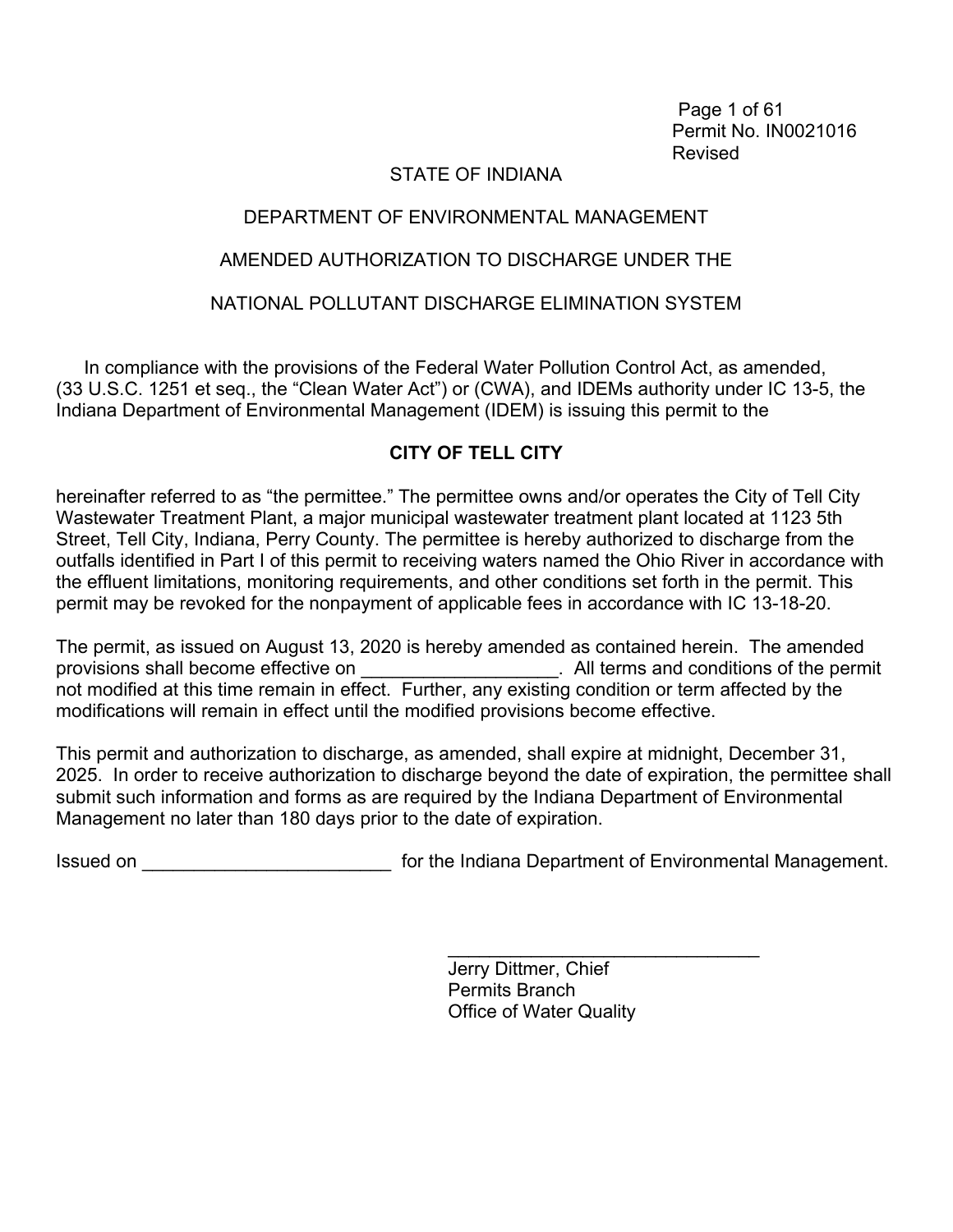Permit No. IN0021016
Revised

STATE OF INDIANA

DEPARTMENT OF ENVIRONMENTAL MANAGEMENT

AMENDED AUTHORIZATION TO DISCHARGE UNDER THE

NATIONAL POLLUTANT DISCHARGE ELIMINATION SYSTEM

In compliance with the provisions of the Federal Water Pollution Control Act, as amended, (33 U.S.C. 1251 et seq., the "Clean Water Act") or (CWA), and IDEMs authority under IC 13-5, the Indiana Department of Environmental Management (IDEM) is issuing this permit to the

**CITY OF TELL CITY**

hereinafter referred to as "the permittee." The permittee owns and/or operates the City of Tell City Wastewater Treatment Plant, a major municipal wastewater treatment plant located at 1123 5th Street, Tell City, Indiana, Perry County. The permittee is hereby authorized to discharge from the outfalls identified in Part I of this permit to receiving waters named the Ohio River in accordance with the effluent limitations, monitoring requirements, and other conditions set forth in the permit. This permit may be revoked for the nonpayment of applicable fees in accordance with IC 13-18-20.

The permit, as issued on August 13, 2020 is hereby amended as contained herein. The amended provisions shall become effective on ___________________. All terms and conditions of the permit not modified at this time remain in effect. Further, any existing condition or term affected by the modifications will remain in effect until the modified provisions become effective.

This permit and authorization to discharge, as amended, shall expire at midnight, December 31, 2025. In order to receive authorization to discharge beyond the date of expiration, the permittee shall submit such information and forms as are required by the Indiana Department of Environmental Management no later than 180 days prior to the date of expiration.

Issued on ________________________ for the Indiana Department of Environmental Management.

_______________________________
Jerry Dittmer, Chief
Permits Branch
Office of Water Quality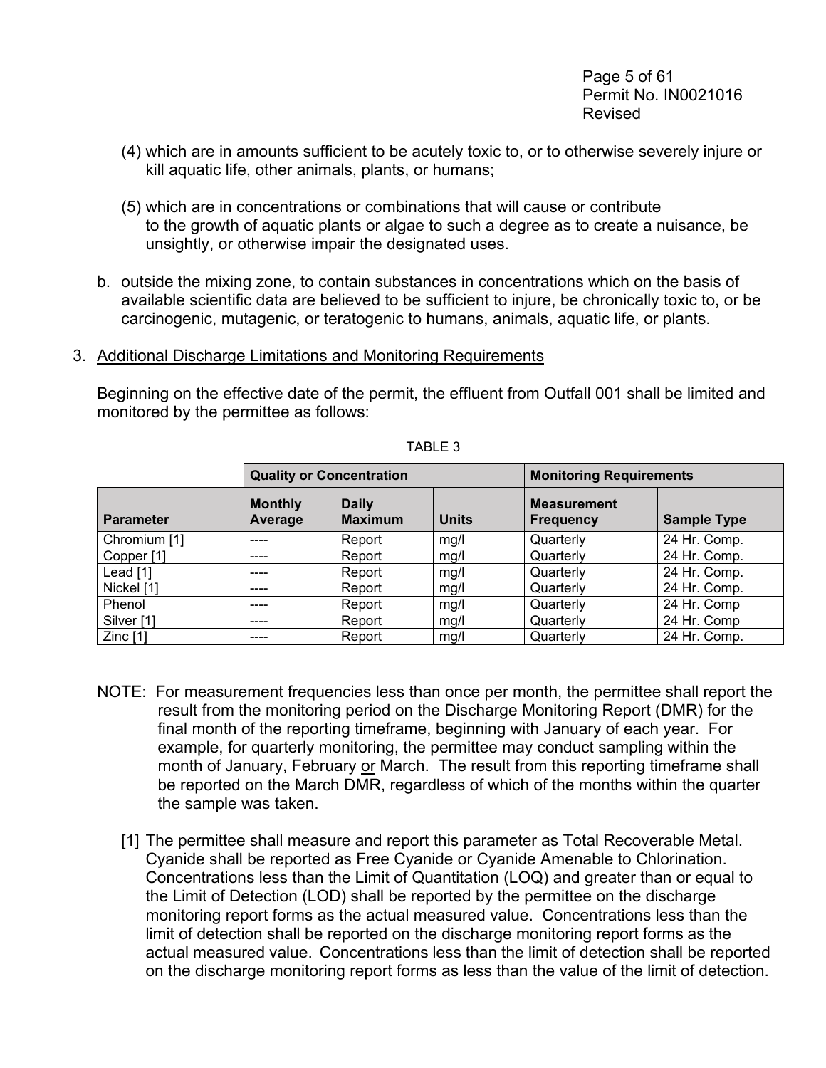(4) which are in amounts sufficient to be acutely toxic to, or to otherwise severely injure or kill aquatic life, other animals, plants, or humans;

(5) which are in concentrations or combinations that will cause or contribute to the growth of aquatic plants or algae to such a degree as to create a nuisance, be unsightly, or otherwise impair the designated uses.

b. outside the mixing zone, to contain substances in concentrations which on the basis of available scientific data are believed to be sufficient to injure, be chronically toxic to, or be carcinogenic, mutagenic, or teratogenic to humans, animals, aquatic life, or plants.

3. Additional Discharge Limitations and Monitoring Requirements

Beginning on the effective date of the permit, the effluent from Outfall 001 shall be limited and monitored by the permittee as follows:

TABLE 3

| | Quality or Concentration | | | Monitoring Requirements | |
|---|---|---|---|---|---|
| **Parameter** | **Monthly Average** | **Daily Maximum** | **Units** | **Measurement Frequency** | **Sample Type** |
| Chromium [1] | ---- | Report | mg/l | Quarterly | 24 Hr. Comp. |
| Copper [1] | ---- | Report | mg/l | Quarterly | 24 Hr. Comp. |
| Lead [1] | ---- | Report | mg/l | Quarterly | 24 Hr. Comp. |
| Nickel [1] | ---- | Report | mg/l | Quarterly | 24 Hr. Comp. |
| Phenol | ---- | Report | mg/l | Quarterly | 24 Hr. Comp |
| Silver [1] | ---- | Report | mg/l | Quarterly | 24 Hr. Comp |
| Zinc [1] | ---- | Report | mg/l | Quarterly | 24 Hr. Comp. |

NOTE: For measurement frequencies less than once per month, the permittee shall report the result from the monitoring period on the Discharge Monitoring Report (DMR) for the final month of the reporting timeframe, beginning with January of each year. For example, for quarterly monitoring, the permittee may conduct sampling within the month of January, February or March. The result from this reporting timeframe shall be reported on the March DMR, regardless of which of the months within the quarter the sample was taken.

[1] The permittee shall measure and report this parameter as Total Recoverable Metal. Cyanide shall be reported as Free Cyanide or Cyanide Amenable to Chlorination. Concentrations less than the Limit of Quantitation (LOQ) and greater than or equal to the Limit of Detection (LOD) shall be reported by the permittee on the discharge monitoring report forms as the actual measured value. Concentrations less than the limit of detection shall be reported on the discharge monitoring report forms as the actual measured value. Concentrations less than the limit of detection shall be reported on the discharge monitoring report forms as less than the value of the limit of detection.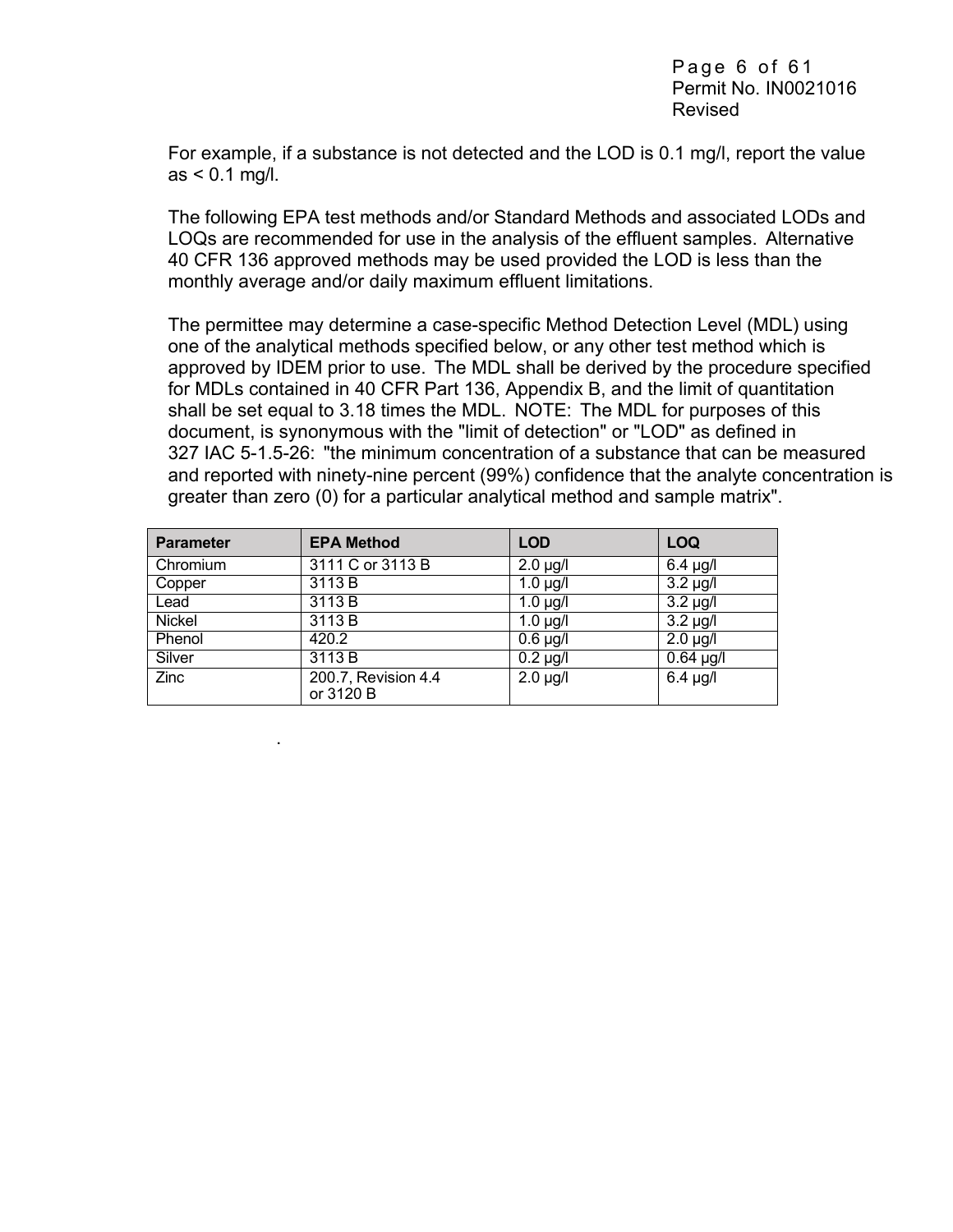For example, if a substance is not detected and the LOD is 0.1 mg/l, report the value as < 0.1 mg/l.

The following EPA test methods and/or Standard Methods and associated LODs and LOQs are recommended for use in the analysis of the effluent samples. Alternative 40 CFR 136 approved methods may be used provided the LOD is less than the monthly average and/or daily maximum effluent limitations.

The permittee may determine a case-specific Method Detection Level (MDL) using one of the analytical methods specified below, or any other test method which is approved by IDEM prior to use. The MDL shall be derived by the procedure specified for MDLs contained in 40 CFR Part 136, Appendix B, and the limit of quantitation shall be set equal to 3.18 times the MDL. NOTE: The MDL for purposes of this document, is synonymous with the "limit of detection" or "LOD" as defined in 327 IAC 5-1.5-26: "the minimum concentration of a substance that can be measured and reported with ninety-nine percent (99%) confidence that the analyte concentration is greater than zero (0) for a particular analytical method and sample matrix".

| Parameter | EPA Method | LOD | LOQ |
|---|---|---|---|
| Chromium | 3111 C or 3113 B | 2.0 µg/l | 6.4 µg/l |
| Copper | 3113 B | 1.0 µg/l | 3.2 µg/l |
| Lead | 3113 B | 1.0 µg/l | 3.2 µg/l |
| Nickel | 3113 B | 1.0 µg/l | 3.2 µg/l |
| Phenol | 420.2 | 0.6 µg/l | 2.0 µg/l |
| Silver | 3113 B | 0.2 µg/l | 0.64 µg/l |
| Zinc | 200.7, Revision 4.4 or 3120 B | 2.0 µg/l | 6.4 µg/l |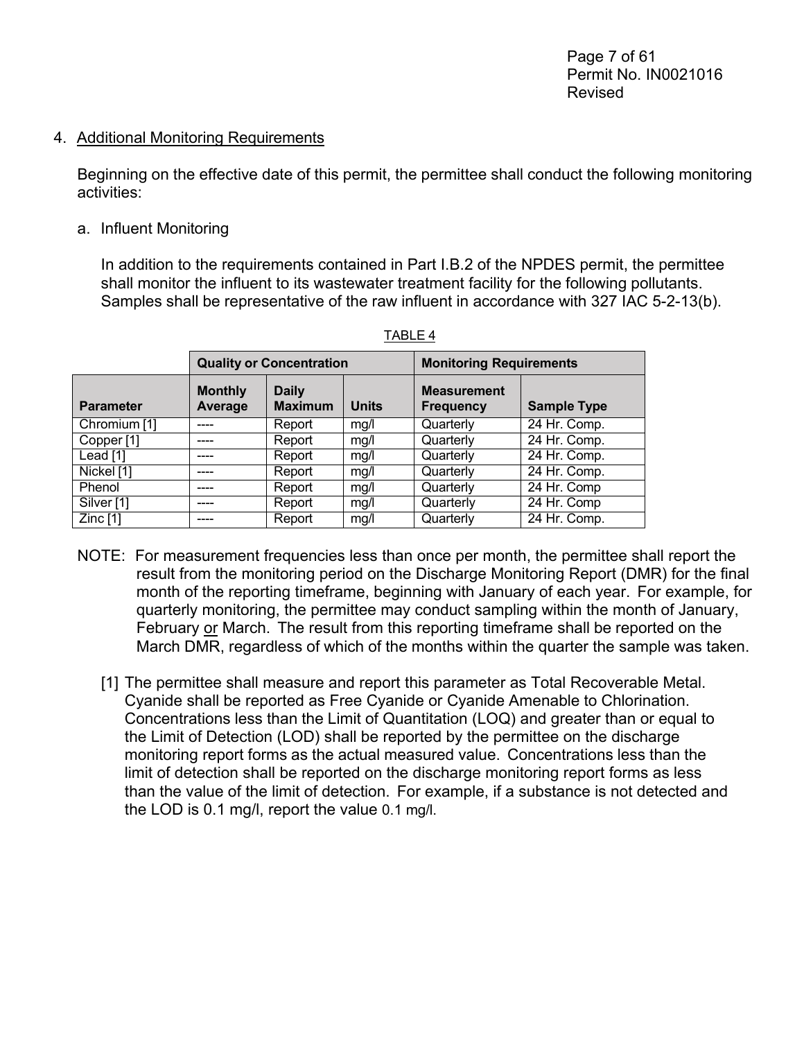4. Additional Monitoring Requirements

Beginning on the effective date of this permit, the permittee shall conduct the following monitoring activities:

a. Influent Monitoring

In addition to the requirements contained in Part I.B.2 of the NPDES permit, the permittee shall monitor the influent to its wastewater treatment facility for the following pollutants. Samples shall be representative of the raw influent in accordance with 327 IAC 5-2-13(b).

TABLE 4

| | Quality or Concentration | | | Monitoring Requirements | |
|---|---|---|---|---|---|
| **Parameter** | **Monthly Average** | **Daily Maximum** | **Units** | **Measurement Frequency** | **Sample Type** |
| Chromium [1] | ---- | Report | mg/l | Quarterly | 24 Hr. Comp. |
| Copper [1] | ---- | Report | mg/l | Quarterly | 24 Hr. Comp. |
| Lead [1] | ---- | Report | mg/l | Quarterly | 24 Hr. Comp. |
| Nickel [1] | ---- | Report | mg/l | Quarterly | 24 Hr. Comp. |
| Phenol | ---- | Report | mg/l | Quarterly | 24 Hr. Comp |
| Silver [1] | ---- | Report | mg/l | Quarterly | 24 Hr. Comp |
| Zinc [1] | ---- | Report | mg/l | Quarterly | 24 Hr. Comp. |

NOTE: For measurement frequencies less than once per month, the permittee shall report the result from the monitoring period on the Discharge Monitoring Report (DMR) for the final month of the reporting timeframe, beginning with January of each year. For example, for quarterly monitoring, the permittee may conduct sampling within the month of January, February or March. The result from this reporting timeframe shall be reported on the March DMR, regardless of which of the months within the quarter the sample was taken.

[1] The permittee shall measure and report this parameter as Total Recoverable Metal. Cyanide shall be reported as Free Cyanide or Cyanide Amenable to Chlorination. Concentrations less than the Limit of Quantitation (LOQ) and greater than or equal to the Limit of Detection (LOD) shall be reported by the permittee on the discharge monitoring report forms as the actual measured value. Concentrations less than the limit of detection shall be reported on the discharge monitoring report forms as less than the value of the limit of detection. For example, if a substance is not detected and the LOD is 0.1 mg/l, report the value 0.1 mg/l.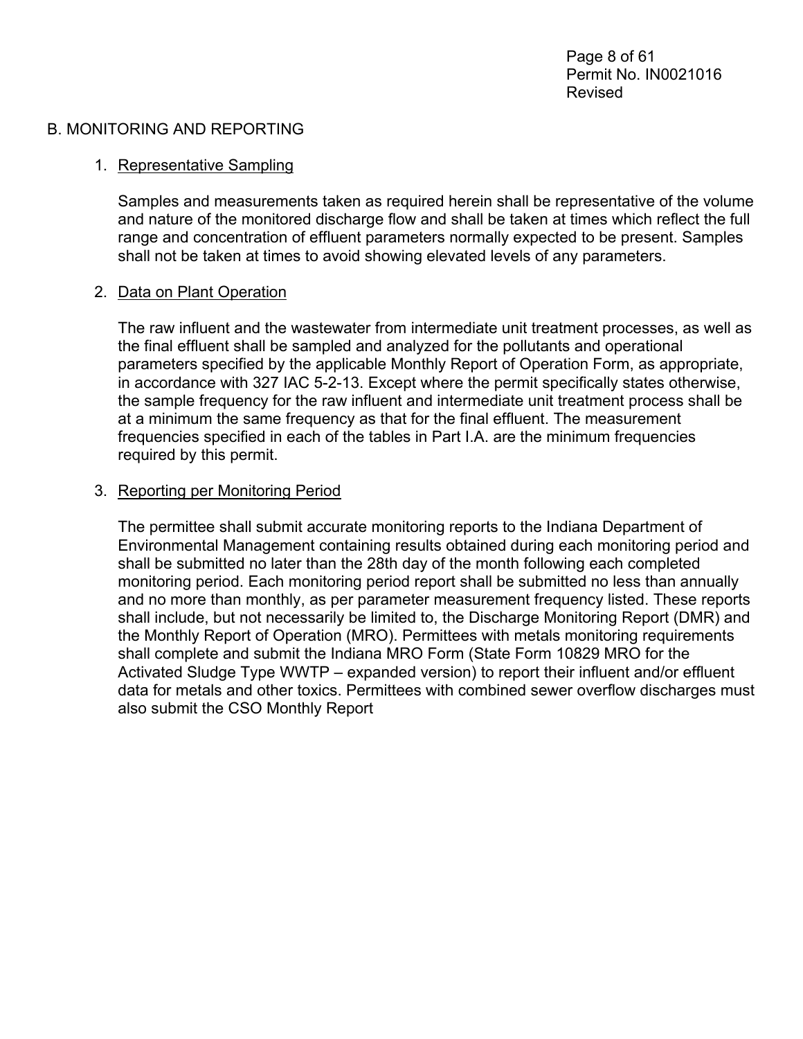## B. MONITORING AND REPORTING

1. Representative Sampling

   Samples and measurements taken as required herein shall be representative of the volume and nature of the monitored discharge flow and shall be taken at times which reflect the full range and concentration of effluent parameters normally expected to be present. Samples shall not be taken at times to avoid showing elevated levels of any parameters.

2. Data on Plant Operation

   The raw influent and the wastewater from intermediate unit treatment processes, as well as the final effluent shall be sampled and analyzed for the pollutants and operational parameters specified by the applicable Monthly Report of Operation Form, as appropriate, in accordance with 327 IAC 5-2-13. Except where the permit specifically states otherwise, the sample frequency for the raw influent and intermediate unit treatment process shall be at a minimum the same frequency as that for the final effluent. The measurement frequencies specified in each of the tables in Part I.A. are the minimum frequencies required by this permit.

3. Reporting per Monitoring Period

   The permittee shall submit accurate monitoring reports to the Indiana Department of Environmental Management containing results obtained during each monitoring period and shall be submitted no later than the 28th day of the month following each completed monitoring period. Each monitoring period report shall be submitted no less than annually and no more than monthly, as per parameter measurement frequency listed. These reports shall include, but not necessarily be limited to, the Discharge Monitoring Report (DMR) and the Monthly Report of Operation (MRO). Permittees with metals monitoring requirements shall complete and submit the Indiana MRO Form (State Form 10829 MRO for the Activated Sludge Type WWTP – expanded version) to report their influent and/or effluent data for metals and other toxics. Permittees with combined sewer overflow discharges must also submit the CSO Monthly Report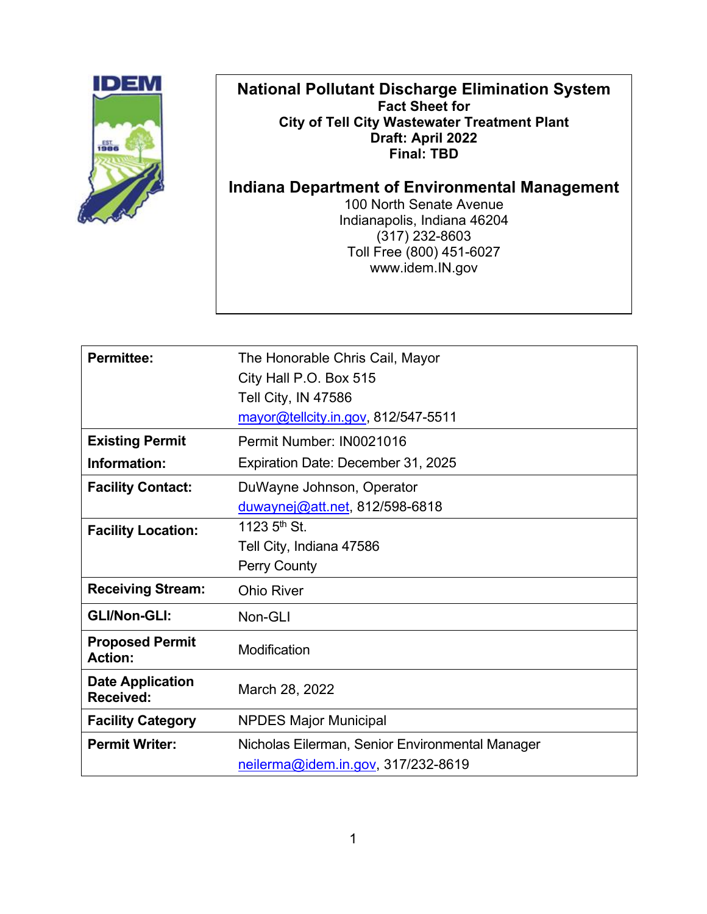**National Pollutant Discharge Elimination System**
**Fact Sheet for**
**City of Tell City Wastewater Treatment Plant**
**Draft: April 2022**
**Final: TBD**

**Indiana Department of Environmental Management**
100 North Senate Avenue
Indianapolis, Indiana 46204
(317) 232-8603
Toll Free (800) 451-6027
www.idem.IN.gov

| | |
|---|---|
| **Permittee:** | The Honorable Chris Cail, Mayor<br>City Hall P.O. Box 515<br>Tell City, IN 47586<br>mayor@tellcity.in.gov, 812/547-5511 |
| **Existing Permit Information:** | Permit Number: IN0021016<br>Expiration Date: December 31, 2025 |
| **Facility Contact:** | DuWayne Johnson, Operator<br>duwaynej@att.net, 812/598-6818 |
| **Facility Location:** | 1123 5th St.<br>Tell City, Indiana 47586<br>Perry County |
| **Receiving Stream:** | Ohio River |
| **GLI/Non-GLI:** | Non-GLI |
| **Proposed Permit Action:** | Modification |
| **Date Application Received:** | March 28, 2022 |
| **Facility Category** | NPDES Major Municipal |
| **Permit Writer:** | Nicholas Eilerman, Senior Environmental Manager<br>neilerma@idem.in.gov, 317/232-8619 |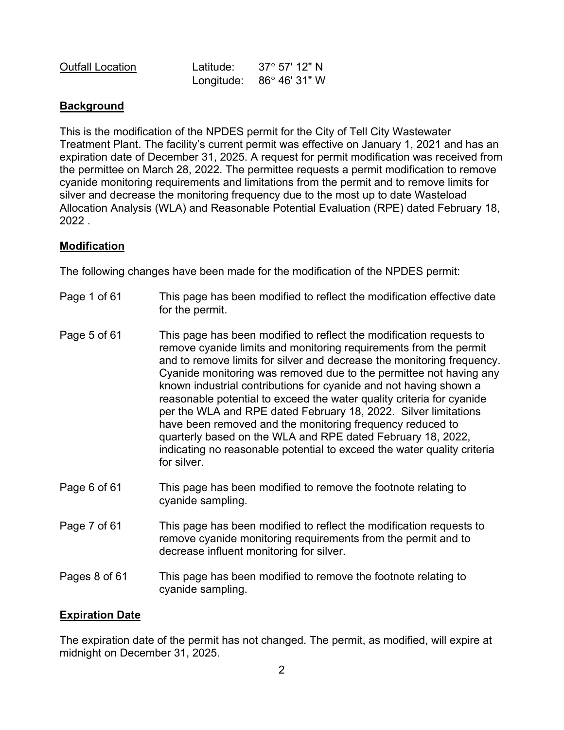| Outfall Location | Latitude: | 37° 57' 12" N |
| --- | --- | --- |
| | Longitude: | 86° 46' 31" W |

## Background

This is the modification of the NPDES permit for the City of Tell City Wastewater Treatment Plant. The facility's current permit was effective on January 1, 2021 and has an expiration date of December 31, 2025. A request for permit modification was received from the permittee on March 28, 2022. The permittee requests a permit modification to remove cyanide monitoring requirements and limitations from the permit and to remove limits for silver and decrease the monitoring frequency due to the most up to date Wasteload Allocation Analysis (WLA) and Reasonable Potential Evaluation (RPE) dated February 18, 2022 .

## Modification

The following changes have been made for the modification of the NPDES permit:

Page 1 of 61 — This page has been modified to reflect the modification effective date for the permit.

Page 5 of 61 — This page has been modified to reflect the modification requests to remove cyanide limits and monitoring requirements from the permit and to remove limits for silver and decrease the monitoring frequency. Cyanide monitoring was removed due to the permittee not having any known industrial contributions for cyanide and not having shown a reasonable potential to exceed the water quality criteria for cyanide per the WLA and RPE dated February 18, 2022. Silver limitations have been removed and the monitoring frequency reduced to quarterly based on the WLA and RPE dated February 18, 2022, indicating no reasonable potential to exceed the water quality criteria for silver.

Page 6 of 61 — This page has been modified to remove the footnote relating to cyanide sampling.

Page 7 of 61 — This page has been modified to reflect the modification requests to remove cyanide monitoring requirements from the permit and to decrease influent monitoring for silver.

Pages 8 of 61 — This page has been modified to remove the footnote relating to cyanide sampling.

## Expiration Date

The expiration date of the permit has not changed. The permit, as modified, will expire at midnight on December 31, 2025.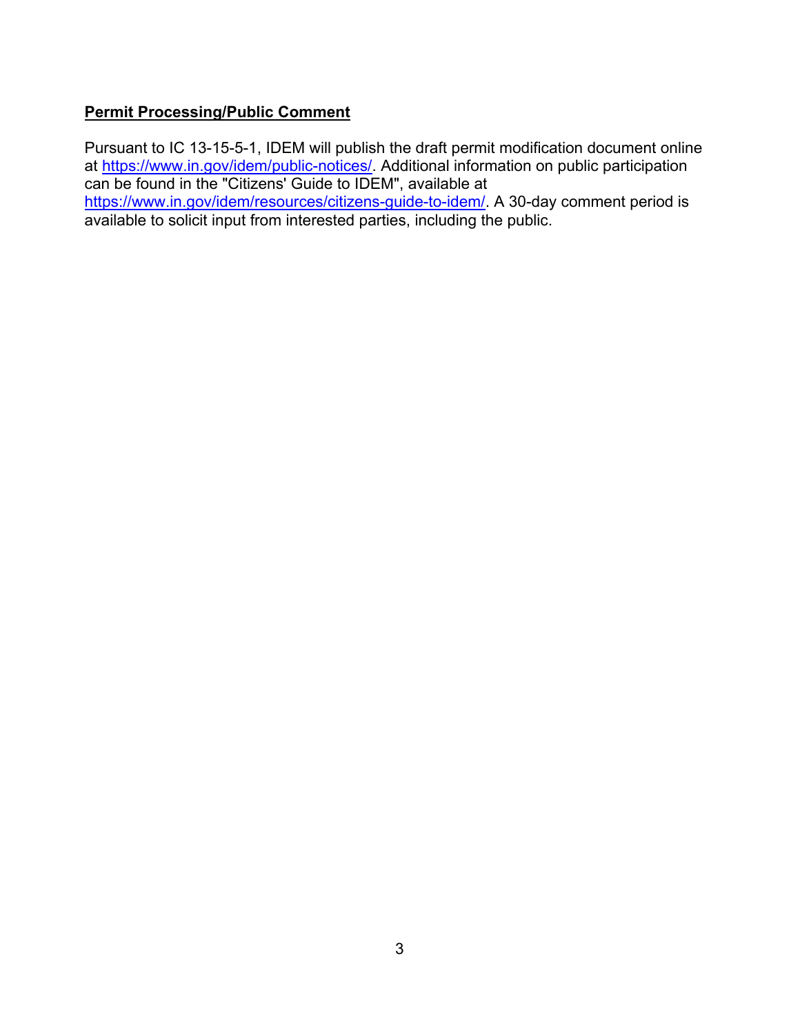## Permit Processing/Public Comment

Pursuant to IC 13-15-5-1, IDEM will publish the draft permit modification document online at https://www.in.gov/idem/public-notices/. Additional information on public participation can be found in the "Citizens' Guide to IDEM", available at https://www.in.gov/idem/resources/citizens-guide-to-idem/. A 30-day comment period is available to solicit input from interested parties, including the public.